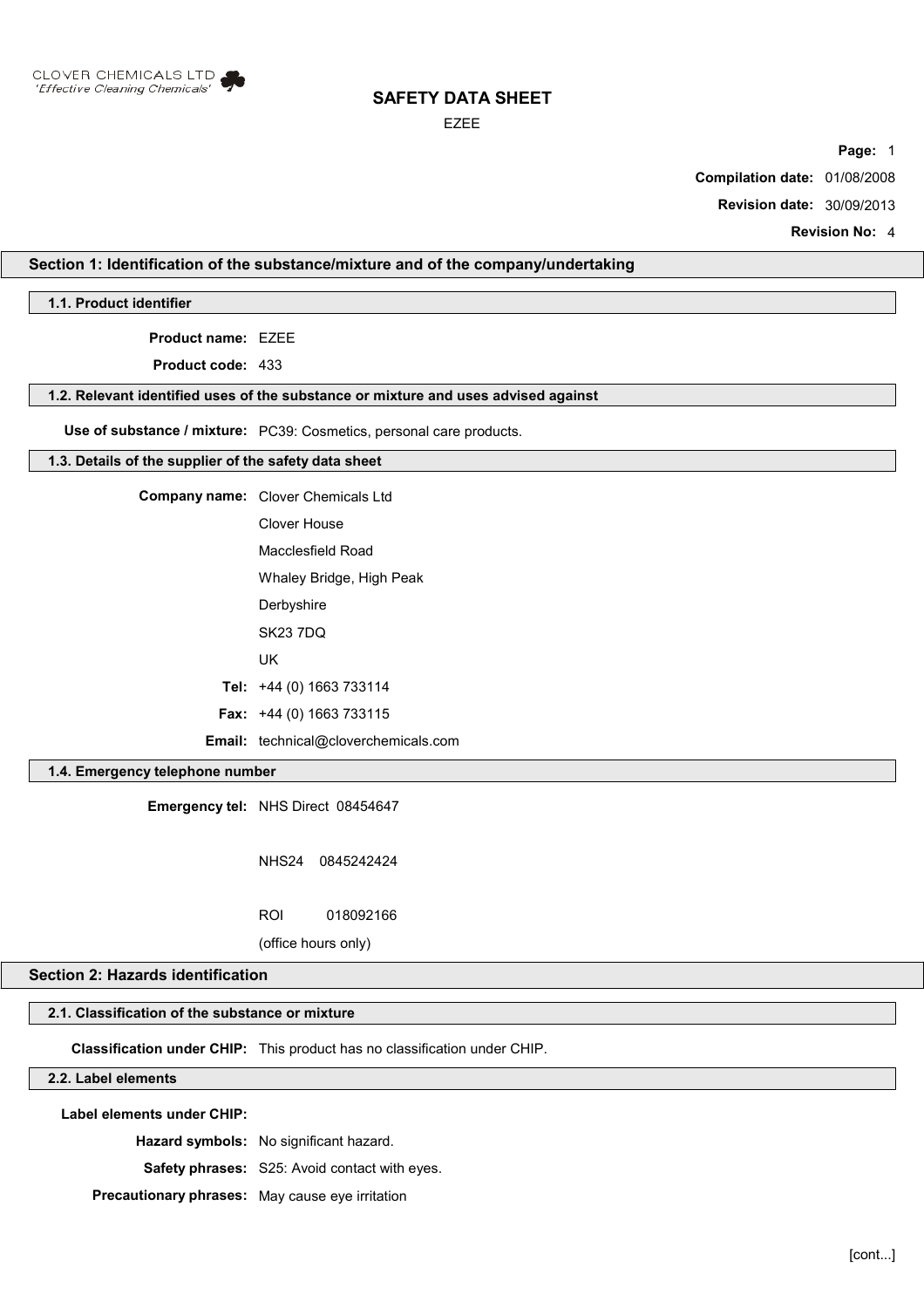CLOVER CHEMICALS LTD
'Effective Cleaning Chemicals'

# SAFETY DATA SHEET

EZEE

**Compilation date:** 01/08/2008

**Revision date:** 30/09/2013

**Revision No:** 4

## Section 1: Identification of the substance/mixture and of the company/undertaking

### 1.1. Product identifier

**Product name:** EZEE

**Product code:** 433

### 1.2. Relevant identified uses of the substance or mixture and uses advised against

**Use of substance / mixture:** PC39: Cosmetics, personal care products.

### 1.3. Details of the supplier of the safety data sheet

**Company name:** Clover Chemicals Ltd
Clover House
Macclesfield Road
Whaley Bridge, High Peak
Derbyshire
SK23 7DQ
UK

**Tel:** +44 (0) 1663 733114

**Fax:** +44 (0) 1663 733115

**Email:** technical@cloverchemicals.com

### 1.4. Emergency telephone number

**Emergency tel:** NHS Direct 08454647

NHS24 0845242424

ROI 018092166

(office hours only)

## Section 2: Hazards identification

### 2.1. Classification of the substance or mixture

**Classification under CHIP:** This product has no classification under CHIP.

### 2.2. Label elements

**Label elements under CHIP:**

**Hazard symbols:** No significant hazard.

**Safety phrases:** S25: Avoid contact with eyes.

**Precautionary phrases:** May cause eye irritation

[cont...]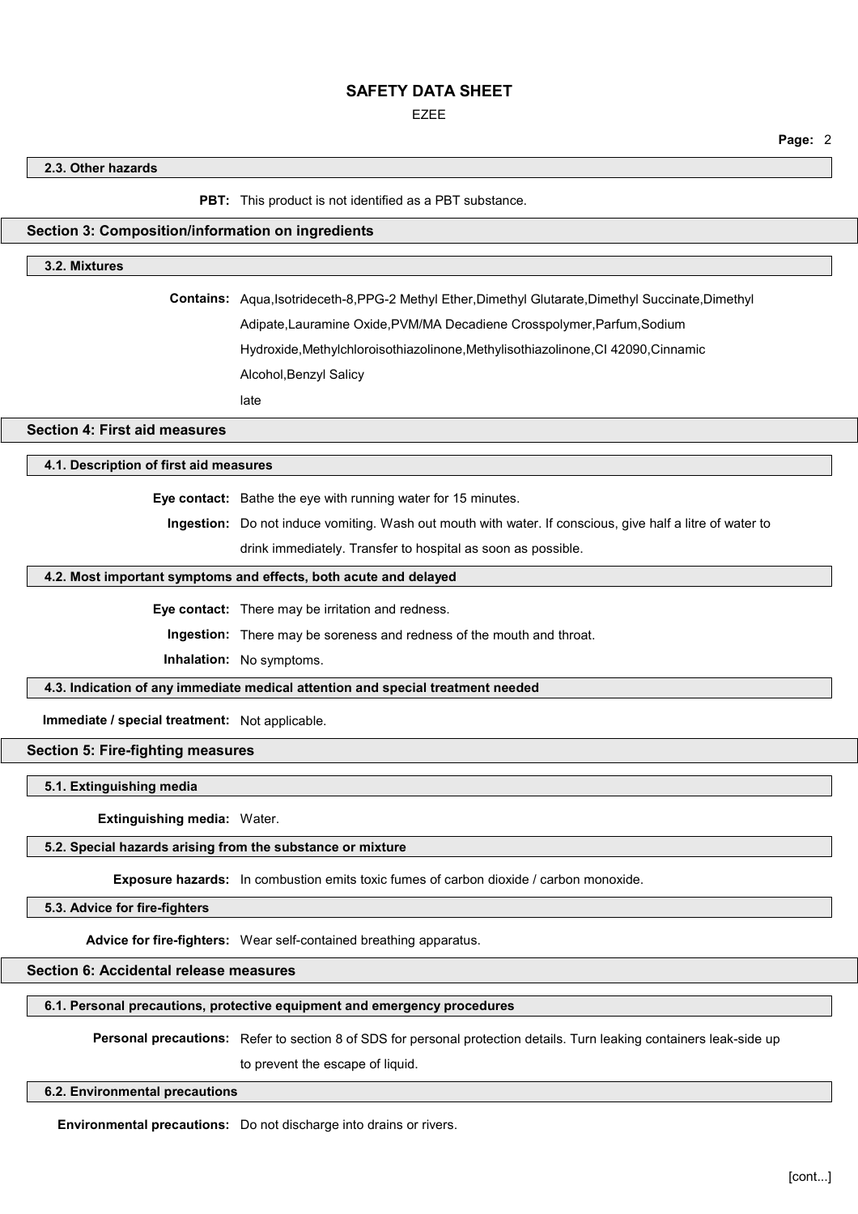### 2.3. Other hazards

**PBT:** This product is not identified as a PBT substance.

## Section 3: Composition/information on ingredients

### 3.2. Mixtures

**Contains:** Aqua,Isotrideceth-8,PPG-2 Methyl Ether,Dimethyl Glutarate,Dimethyl Succinate,Dimethyl Adipate,Lauramine Oxide,PVM/MA Decadiene Crosspolymer,Parfum,Sodium Hydroxide,Methylchloroisothiazolinone,Methylisothiazolinone,CI 42090,Cinnamic Alcohol,Benzyl Salicy

late

## Section 4: First aid measures

### 4.1. Description of first aid measures

**Eye contact:** Bathe the eye with running water for 15 minutes.

**Ingestion:** Do not induce vomiting. Wash out mouth with water. If conscious, give half a litre of water to drink immediately. Transfer to hospital as soon as possible.

### 4.2. Most important symptoms and effects, both acute and delayed

**Eye contact:** There may be irritation and redness.

**Ingestion:** There may be soreness and redness of the mouth and throat.

**Inhalation:** No symptoms.

### 4.3. Indication of any immediate medical attention and special treatment needed

**Immediate / special treatment:** Not applicable.

## Section 5: Fire-fighting measures

### 5.1. Extinguishing media

**Extinguishing media:** Water.

### 5.2. Special hazards arising from the substance or mixture

**Exposure hazards:** In combustion emits toxic fumes of carbon dioxide / carbon monoxide.

### 5.3. Advice for fire-fighters

**Advice for fire-fighters:** Wear self-contained breathing apparatus.

## Section 6: Accidental release measures

### 6.1. Personal precautions, protective equipment and emergency procedures

**Personal precautions:** Refer to section 8 of SDS for personal protection details. Turn leaking containers leak-side up to prevent the escape of liquid.

### 6.2. Environmental precautions

**Environmental precautions:** Do not discharge into drains or rivers.

[cont...]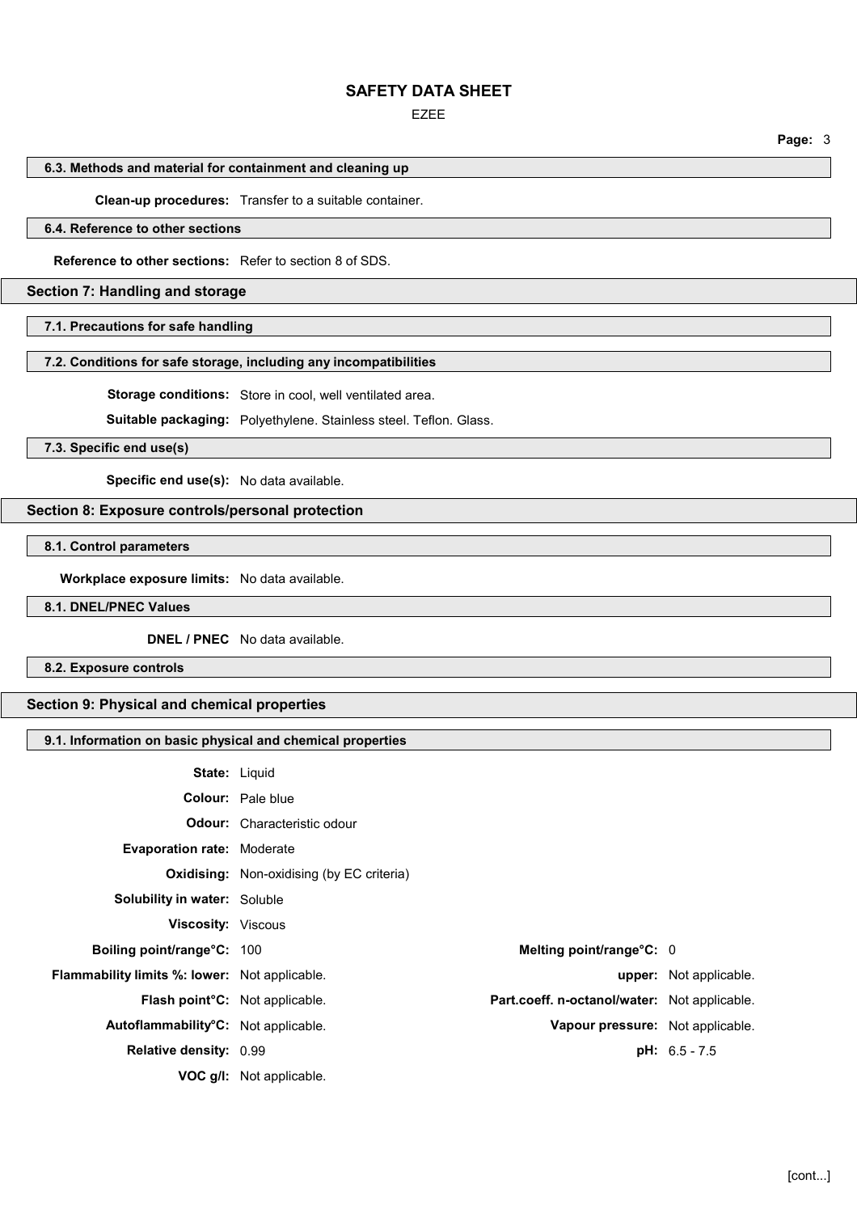### 6.3. Methods and material for containment and cleaning up

**Clean-up procedures:** Transfer to a suitable container.

### 6.4. Reference to other sections

**Reference to other sections:** Refer to section 8 of SDS.

## Section 7: Handling and storage

### 7.1. Precautions for safe handling

### 7.2. Conditions for safe storage, including any incompatibilities

**Storage conditions:** Store in cool, well ventilated area.

**Suitable packaging:** Polyethylene. Stainless steel. Teflon. Glass.

### 7.3. Specific end use(s)

**Specific end use(s):** No data available.

## Section 8: Exposure controls/personal protection

### 8.1. Control parameters

**Workplace exposure limits:** No data available.

### 8.1. DNEL/PNEC Values

**DNEL / PNEC** No data available.

### 8.2. Exposure controls

## Section 9: Physical and chemical properties

### 9.1. Information on basic physical and chemical properties

**State:** Liquid

**Colour:** Pale blue

**Odour:** Characteristic odour

**Evaporation rate:** Moderate

**Oxidising:** Non-oxidising (by EC criteria)

**Solubility in water:** Soluble

**Viscosity:** Viscous

| | | | |
|---|---|---|---|
| **Boiling point/range°C:** | 100 | **Melting point/range°C:** | 0 |
| **Flammability limits %: lower:** | Not applicable. | **upper:** | Not applicable. |
| **Flash point°C:** | Not applicable. | **Part.coeff. n-octanol/water:** | Not applicable. |
| **Autoflammability°C:** | Not applicable. | **Vapour pressure:** | Not applicable. |
| **Relative density:** | 0.99 | **pH:** | 6.5 - 7.5 |
| **VOC g/l:** | Not applicable. | | |

[cont...]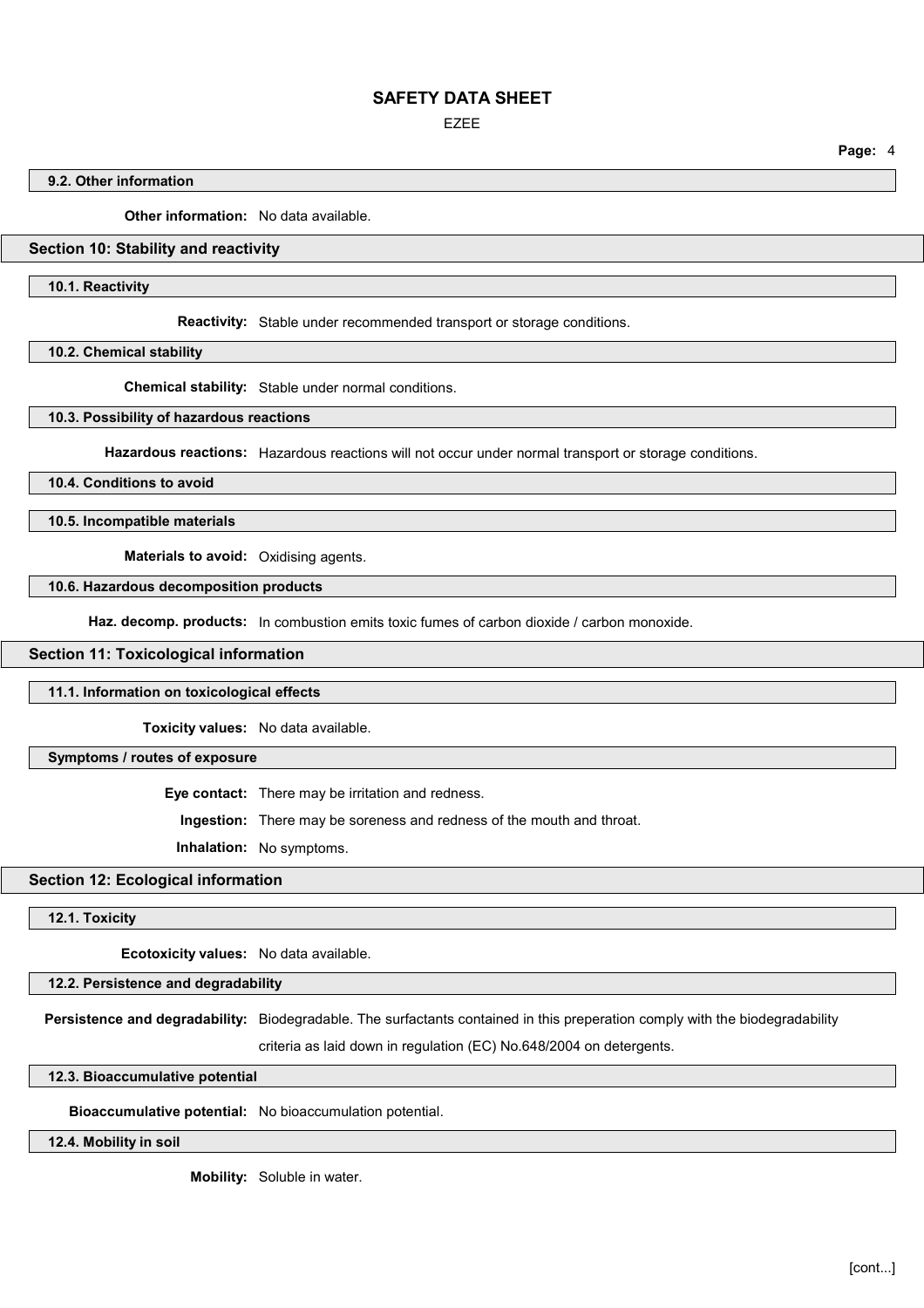### 9.2. Other information

**Other information:** No data available.

## Section 10: Stability and reactivity

### 10.1. Reactivity

**Reactivity:** Stable under recommended transport or storage conditions.

### 10.2. Chemical stability

**Chemical stability:** Stable under normal conditions.

### 10.3. Possibility of hazardous reactions

**Hazardous reactions:** Hazardous reactions will not occur under normal transport or storage conditions.

### 10.4. Conditions to avoid

### 10.5. Incompatible materials

**Materials to avoid:** Oxidising agents.

### 10.6. Hazardous decomposition products

**Haz. decomp. products:** In combustion emits toxic fumes of carbon dioxide / carbon monoxide.

## Section 11: Toxicological information

### 11.1. Information on toxicological effects

**Toxicity values:** No data available.

### Symptoms / routes of exposure

**Eye contact:** There may be irritation and redness.

**Ingestion:** There may be soreness and redness of the mouth and throat.

**Inhalation:** No symptoms.

## Section 12: Ecological information

### 12.1. Toxicity

**Ecotoxicity values:** No data available.

### 12.2. Persistence and degradability

**Persistence and degradability:** Biodegradable. The surfactants contained in this preperation comply with the biodegradability criteria as laid down in regulation (EC) No.648/2004 on detergents.

### 12.3. Bioaccumulative potential

**Bioaccumulative potential:** No bioaccumulation potential.

### 12.4. Mobility in soil

**Mobility:** Soluble in water.

[cont...]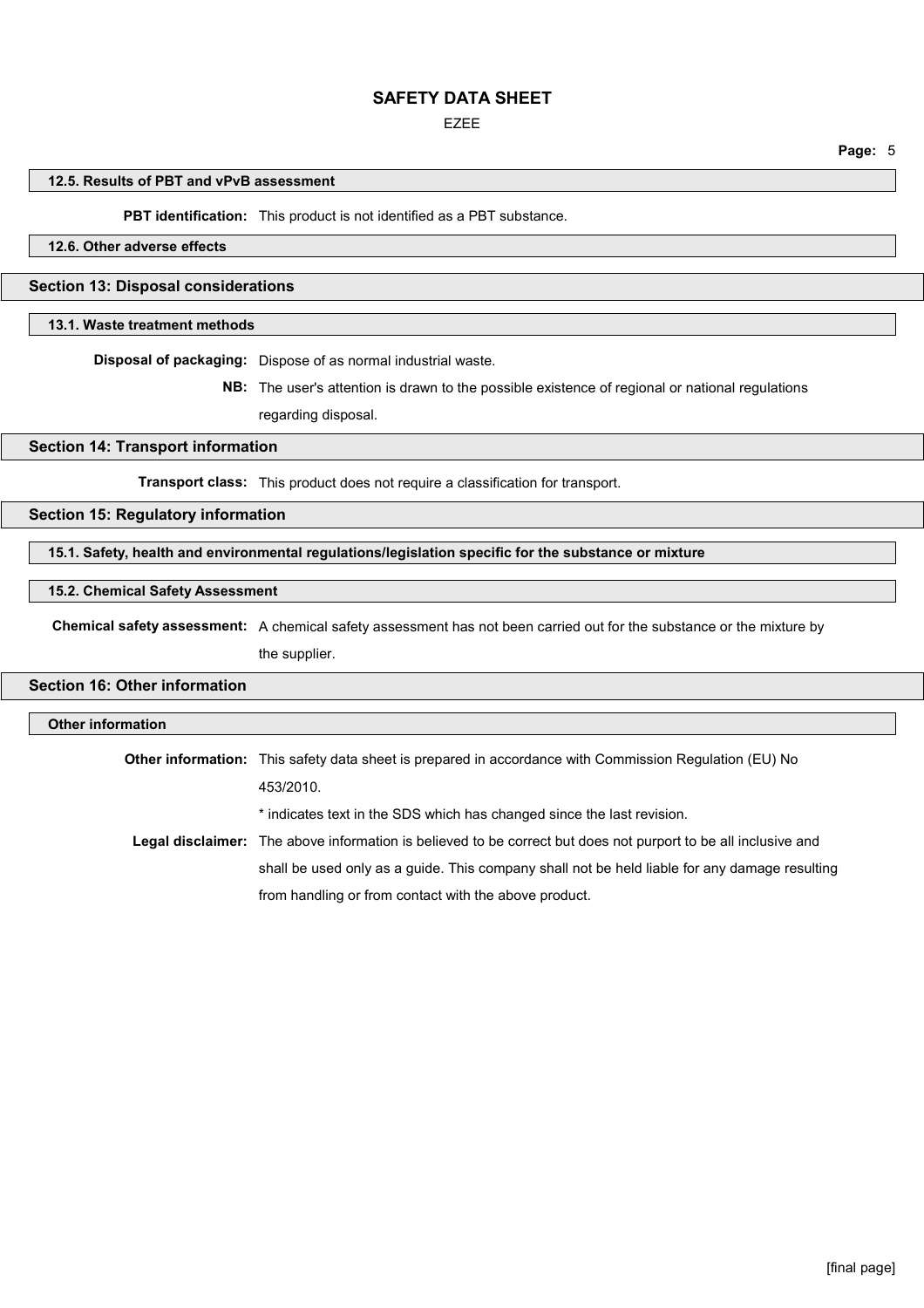### 12.5. Results of PBT and vPvB assessment

**PBT identification:** This product is not identified as a PBT substance.

### 12.6. Other adverse effects

## Section 13: Disposal considerations

### 13.1. Waste treatment methods

**Disposal of packaging:** Dispose of as normal industrial waste.

**NB:** The user's attention is drawn to the possible existence of regional or national regulations regarding disposal.

## Section 14: Transport information

**Transport class:** This product does not require a classification for transport.

## Section 15: Regulatory information

### 15.1. Safety, health and environmental regulations/legislation specific for the substance or mixture

### 15.2. Chemical Safety Assessment

**Chemical safety assessment:** A chemical safety assessment has not been carried out for the substance or the mixture by the supplier.

## Section 16: Other information

### Other information

**Other information:** This safety data sheet is prepared in accordance with Commission Regulation (EU) No 453/2010.

* indicates text in the SDS which has changed since the last revision.

**Legal disclaimer:** The above information is believed to be correct but does not purport to be all inclusive and shall be used only as a guide. This company shall not be held liable for any damage resulting from handling or from contact with the above product.

[final page]